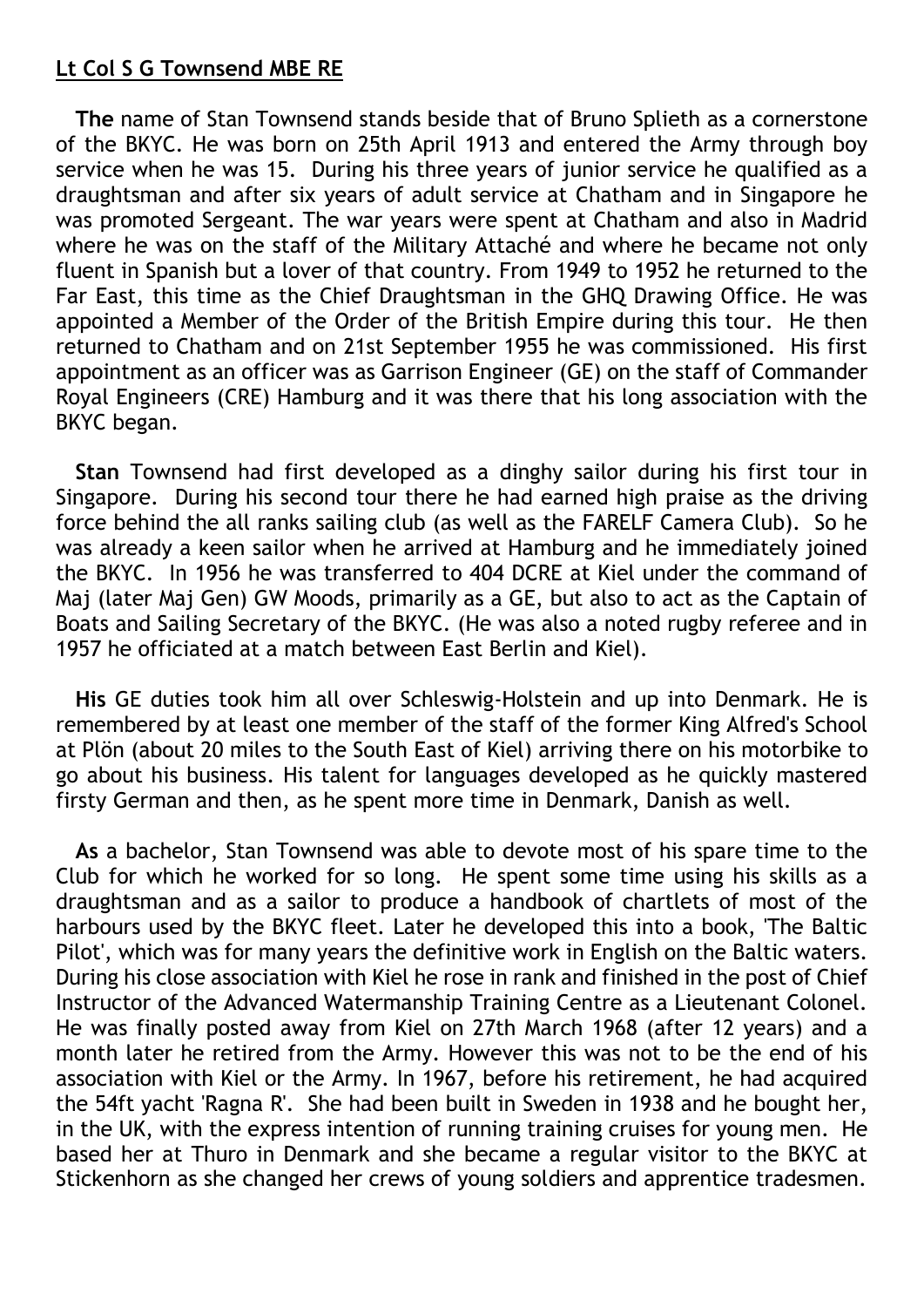**Lt Col S G Townsend MBE RE**

**The** name of Stan Townsend stands beside that of Bruno Splieth as a cornerstone of the BKYC. He was born on 25th April 1913 and entered the Army through boy service when he was 15. During his three years of junior service he qualified as a draughtsman and after six years of adult service at Chatham and in Singapore he was promoted Sergeant. The war years were spent at Chatham and also in Madrid where he was on the staff of the Military Attaché and where he became not only fluent in Spanish but a lover of that country. From 1949 to 1952 he returned to the Far East, this time as the Chief Draughtsman in the GHQ Drawing Office. He was appointed a Member of the Order of the British Empire during this tour. He then returned to Chatham and on 21st September 1955 he was commissioned. His first appointment as an officer was as Garrison Engineer (GE) on the staff of Commander Royal Engineers (CRE) Hamburg and it was there that his long association with the BKYC began.

**Stan** Townsend had first developed as a dinghy sailor during his first tour in Singapore. During his second tour there he had earned high praise as the driving force behind the all ranks sailing club (as well as the FARELF Camera Club). So he was already a keen sailor when he arrived at Hamburg and he immediately joined the BKYC. In 1956 he was transferred to 404 DCRE at Kiel under the command of Maj (later Maj Gen) GW Moods, primarily as a GE, but also to act as the Captain of Boats and Sailing Secretary of the BKYC. (He was also a noted rugby referee and in 1957 he officiated at a match between East Berlin and Kiel).

**His** GE duties took him all over Schleswig-Holstein and up into Denmark. He is remembered by at least one member of the staff of the former King Alfred's School at Plön (about 20 miles to the South East of Kiel) arriving there on his motorbike to go about his business. His talent for languages developed as he quickly mastered firsty German and then, as he spent more time in Denmark, Danish as well.

**As** a bachelor, Stan Townsend was able to devote most of his spare time to the Club for which he worked for so long. He spent some time using his skills as a draughtsman and as a sailor to produce a handbook of chartlets of most of the harbours used by the BKYC fleet. Later he developed this into a book, 'The Baltic Pilot', which was for many years the definitive work in English on the Baltic waters. During his close association with Kiel he rose in rank and finished in the post of Chief Instructor of the Advanced Watermanship Training Centre as a Lieutenant Colonel. He was finally posted away from Kiel on 27th March 1968 (after 12 years) and a month later he retired from the Army. However this was not to be the end of his association with Kiel or the Army. In 1967, before his retirement, he had acquired the 54ft yacht 'Ragna R'. She had been built in Sweden in 1938 and he bought her, in the UK, with the express intention of running training cruises for young men. He based her at Thuro in Denmark and she became a regular visitor to the BKYC at Stickenhorn as she changed her crews of young soldiers and apprentice tradesmen.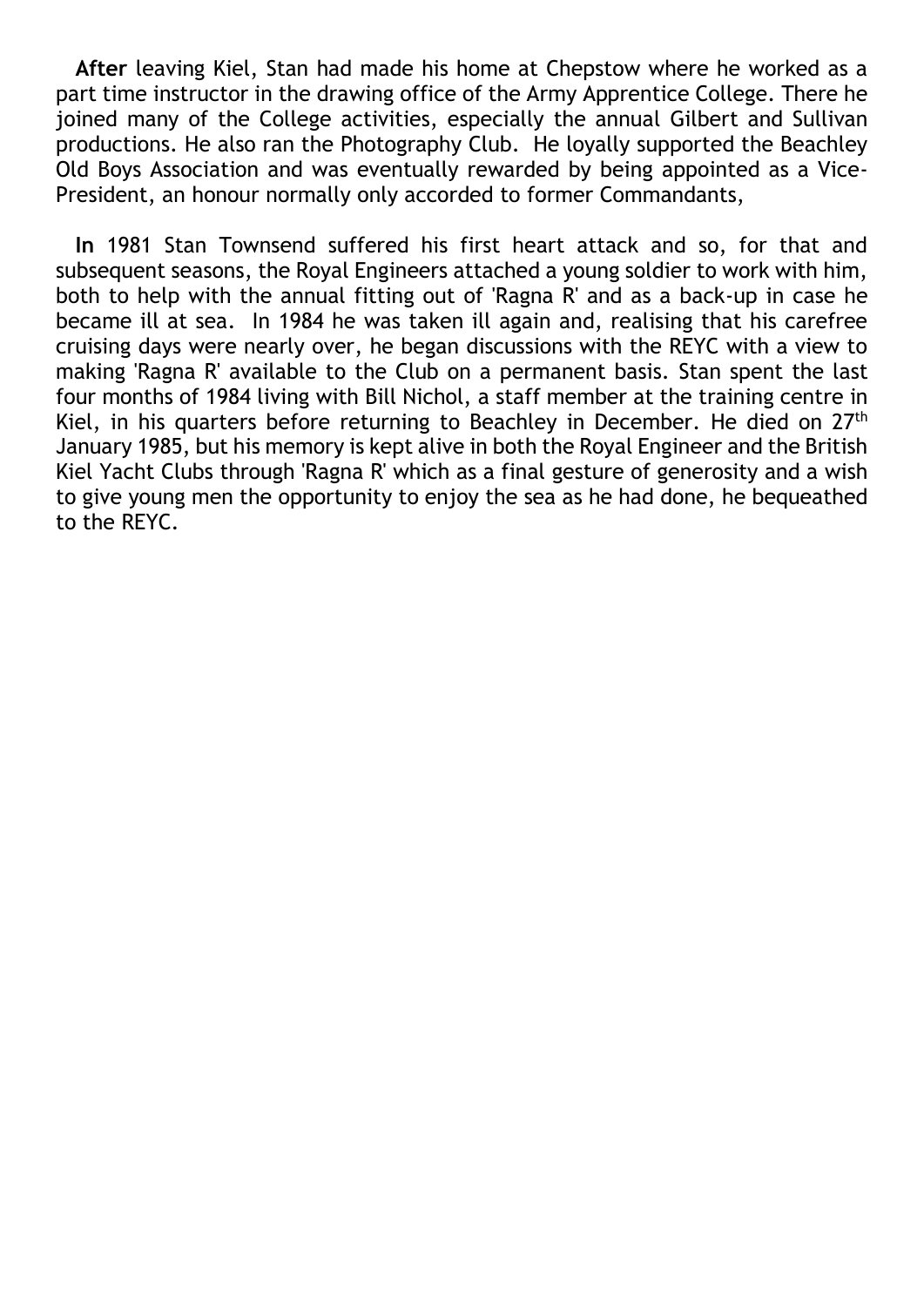**After** leaving Kiel, Stan had made his home at Chepstow where he worked as a part time instructor in the drawing office of the Army Apprentice College. There he joined many of the College activities, especially the annual Gilbert and Sullivan productions. He also ran the Photography Club. He loyally supported the Beachley Old Boys Association and was eventually rewarded by being appointed as a Vice-President, an honour normally only accorded to former Commandants,

**In** 1981 Stan Townsend suffered his first heart attack and so, for that and subsequent seasons, the Royal Engineers attached a young soldier to work with him, both to help with the annual fitting out of 'Ragna R' and as a back-up in case he became ill at sea. In 1984 he was taken ill again and, realising that his carefree cruising days were nearly over, he began discussions with the REYC with a view to making 'Ragna R' available to the Club on a permanent basis. Stan spent the last four months of 1984 living with Bill Nichol, a staff member at the training centre in Kiel, in his quarters before returning to Beachley in December. He died on 27th January 1985, but his memory is kept alive in both the Royal Engineer and the British Kiel Yacht Clubs through 'Ragna R' which as a final gesture of generosity and a wish to give young men the opportunity to enjoy the sea as he had done, he bequeathed to the REYC.